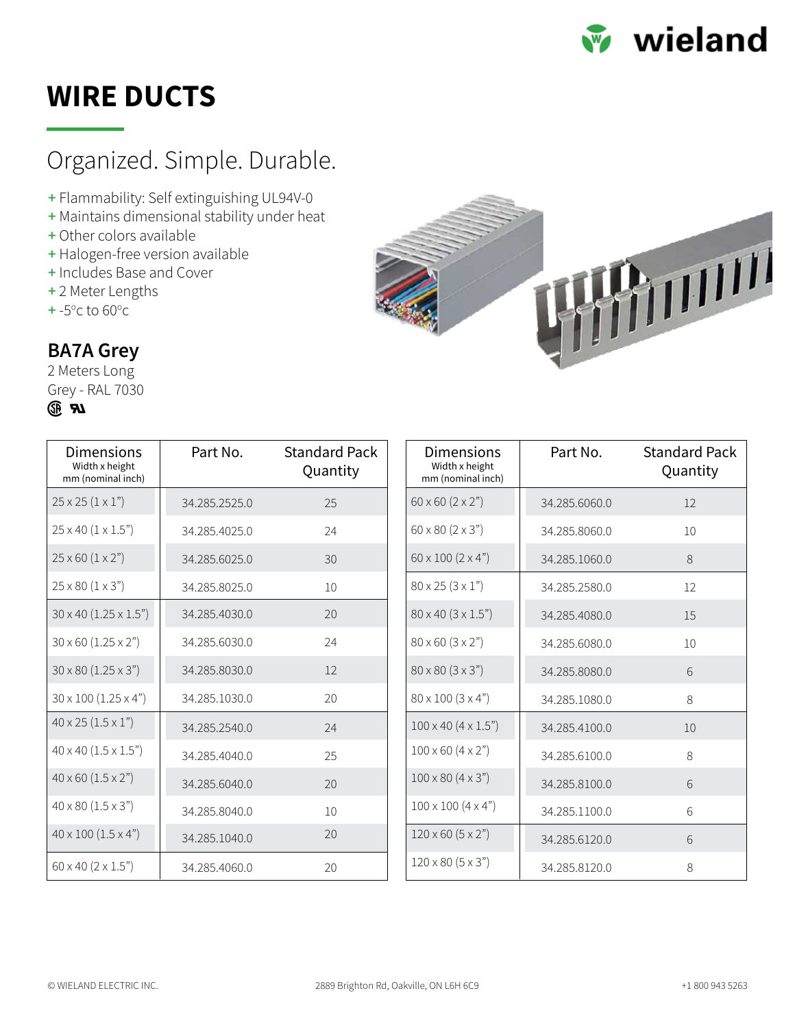# WIRE DUCTS

## Organized. Simple. Durable.

+ Flammability: Self extinguishing UL94V-0
+ Maintains dimensional stability under heat
+ Other colors available
+ Halogen-free version available
+ Includes Base and Cover
+ 2 Meter Lengths
+ -5°c to 60°c

### BA7A Grey

2 Meters Long
Grey - RAL 7030

| Dimensions Width x height mm (nominal inch) | Part No. | Standard Pack Quantity |
|---|---|---|
| 25 x 25 (1 x 1") | 34.285.2525.0 | 25 |
| 25 x 40 (1 x 1.5") | 34.285.4025.0 | 24 |
| 25 x 60 (1 x 2") | 34.285.6025.0 | 30 |
| 25 x 80 (1 x 3") | 34.285.8025.0 | 10 |
| 30 x 40 (1.25 x 1.5") | 34.285.4030.0 | 20 |
| 30 x 60 (1.25 x 2") | 34.285.6030.0 | 24 |
| 30 x 80 (1.25 x 3") | 34.285.8030.0 | 12 |
| 30 x 100 (1.25 x 4") | 34.285.1030.0 | 20 |
| 40 x 25 (1.5 x 1") | 34.285.2540.0 | 24 |
| 40 x 40 (1.5 x 1.5") | 34.285.4040.0 | 25 |
| 40 x 60 (1.5 x 2") | 34.285.6040.0 | 20 |
| 40 x 80 (1.5 x 3") | 34.285.8040.0 | 10 |
| 40 x 100 (1.5 x 4") | 34.285.1040.0 | 20 |
| 60 x 40 (2 x 1.5") | 34.285.4060.0 | 20 |
| 60 x 60 (2 x 2") | 34.285.6060.0 | 12 |
| 60 x 80 (2 x 3") | 34.285.8060.0 | 10 |
| 60 x 100 (2 x 4") | 34.285.1060.0 | 8 |
| 80 x 25 (3 x 1") | 34.285.2580.0 | 12 |
| 80 x 40 (3 x 1.5") | 34.285.4080.0 | 15 |
| 80 x 60 (3 x 2") | 34.285.6080.0 | 10 |
| 80 x 80 (3 x 3") | 34.285.8080.0 | 6 |
| 80 x 100 (3 x 4") | 34.285.1080.0 | 8 |
| 100 x 40 (4 x 1.5") | 34.285.4100.0 | 10 |
| 100 x 60 (4 x 2") | 34.285.6100.0 | 8 |
| 100 x 80 (4 x 3") | 34.285.8100.0 | 6 |
| 100 x 100 (4 x 4") | 34.285.1100.0 | 6 |
| 120 x 60 (5 x 2") | 34.285.6120.0 | 6 |
| 120 x 80 (5 x 3") | 34.285.8120.0 | 8 |

© WIELAND ELECTRIC INC. 2889 Brighton Rd, Oakville, ON L6H 6C9 +1 800 943 5263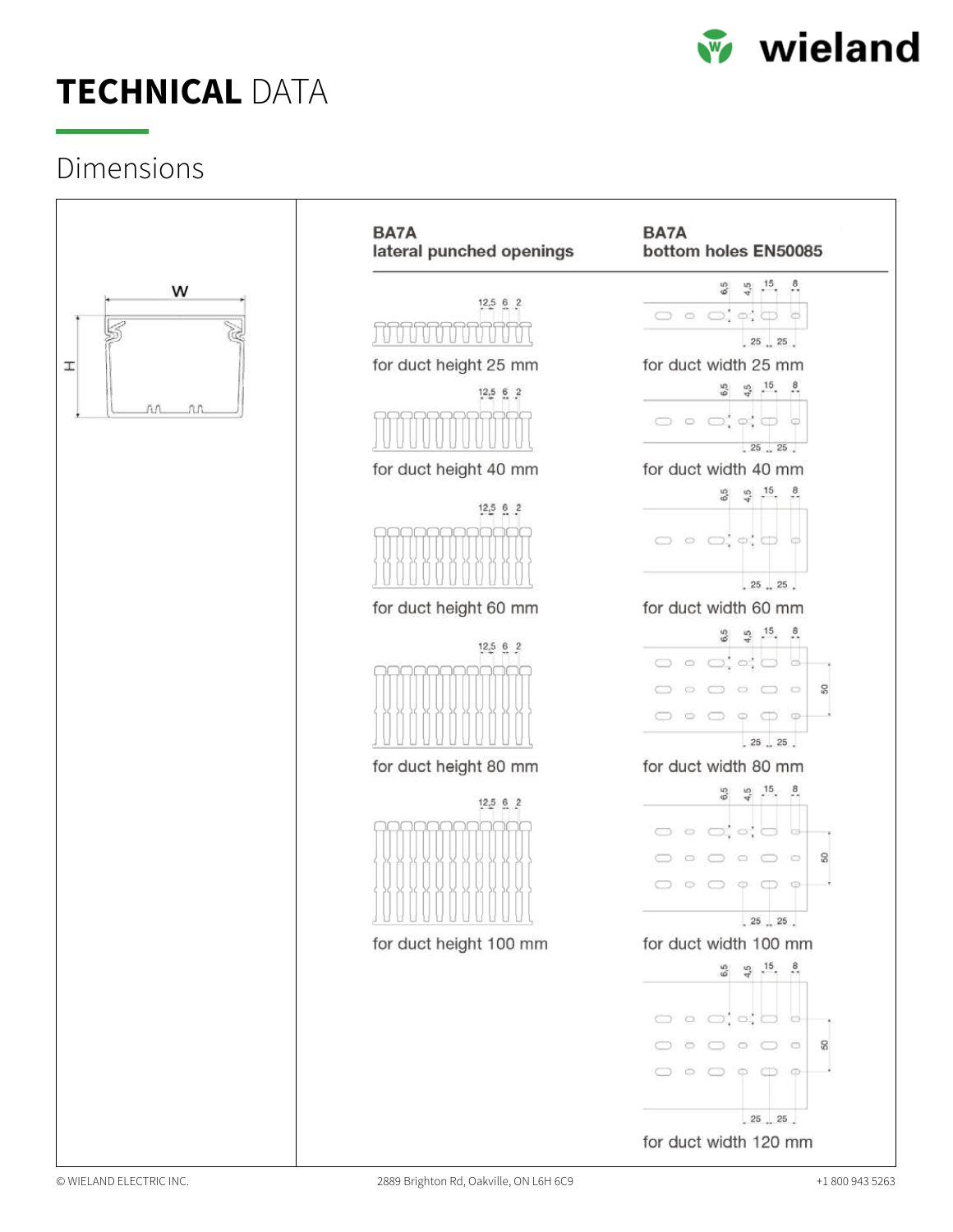# **TECHNICAL** DATA

## Dimensions

W

H

**BA7A**
**lateral punched openings**

12,5 6 2

for duct height 25 mm

12,5 6 2

for duct height 40 mm

12,5 6 2

for duct height 60 mm

12,5 6 2

for duct height 80 mm

12,5 6 2

for duct height 100 mm

**BA7A**
**bottom holes EN50085**

6,5 4,5 15 8
25 25

for duct width 25 mm

6,5 4,5 15 8
25 25

for duct width 40 mm

6,5 4,5 15 8
25 25

for duct width 60 mm

6,5 4,5 15 8
50
25 25

for duct width 80 mm

6,5 4,5 15 8
50
25 25

for duct width 100 mm

6,5 4,5 15 8
50
25 25

for duct width 120 mm

© WIELAND ELECTRIC INC. 2889 Brighton Rd, Oakville, ON L6H 6C9 +1 800 943 5263